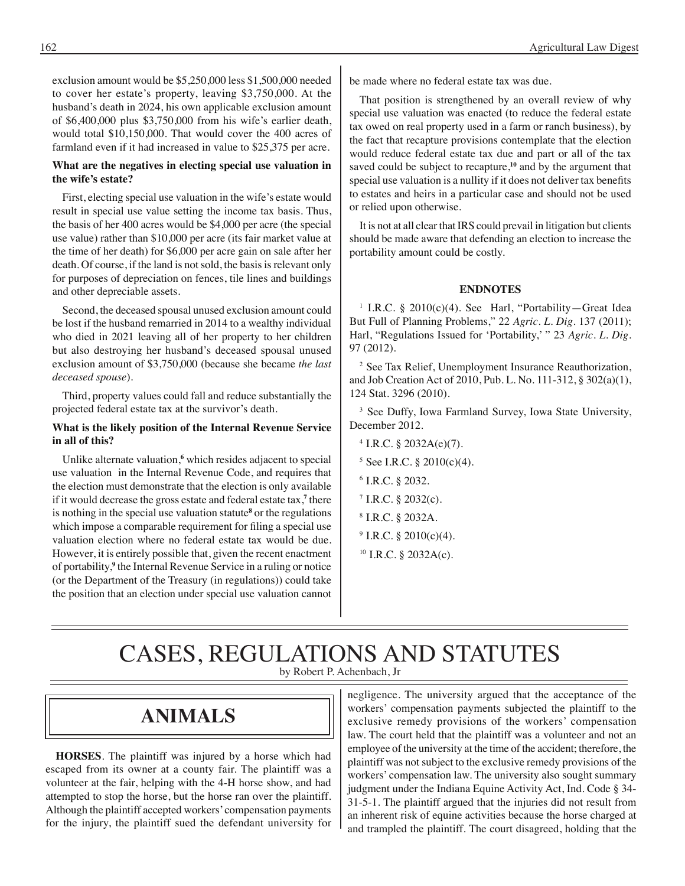exclusion amount would be $5,250,000 less $1,500,000 needed to cover her estate's property, leaving $3,750,000. At the husband's death in 2024, his own applicable exclusion amount of $6,400,000 plus $3,750,000 from his wife's earlier death, would total $10,150,000. That would cover the 400 acres of farmland even if it had increased in value to $25,375 per acre.

**What are the negatives in electing special use valuation in the wife's estate?**

First, electing special use valuation in the wife's estate would result in special use value setting the income tax basis. Thus, the basis of her 400 acres would be $4,000 per acre (the special use value) rather than $10,000 per acre (its fair market value at the time of her death) for $6,000 per acre gain on sale after her death. Of course, if the land is not sold, the basis is relevant only for purposes of depreciation on fences, tile lines and buildings and other depreciable assets.

Second, the deceased spousal unused exclusion amount could be lost if the husband remarried in 2014 to a wealthy individual who died in 2021 leaving all of her property to her children but also destroying her husband's deceased spousal unused exclusion amount of $3,750,000 (because she became *the last deceased spouse*).

Third, property values could fall and reduce substantially the projected federal estate tax at the survivor's death.

**What is the likely position of the Internal Revenue Service in all of this?**

Unlike alternate valuation,[6] which resides adjacent to special use valuation in the Internal Revenue Code, and requires that the election must demonstrate that the election is only available if it would decrease the gross estate and federal estate tax,[7] there is nothing in the special use valuation statute[8] or the regulations which impose a comparable requirement for filing a special use valuation election where no federal estate tax would be due. However, it is entirely possible that, given the recent enactment of portability,[9] the Internal Revenue Service in a ruling or notice (or the Department of the Treasury (in regulations)) could take the position that an election under special use valuation cannot be made where no federal estate tax was due.

That position is strengthened by an overall review of why special use valuation was enacted (to reduce the federal estate tax owed on real property used in a farm or ranch business), by the fact that recapture provisions contemplate that the election would reduce federal estate tax due and part or all of the tax saved could be subject to recapture,[10] and by the argument that special use valuation is a nullity if it does not deliver tax benefits to estates and heirs in a particular case and should not be used or relied upon otherwise.

It is not at all clear that IRS could prevail in litigation but clients should be made aware that defending an election to increase the portability amount could be costly.

**ENDNOTES**

[1] I.R.C. § 2010(c)(4). See Harl, "Portability—Great Idea But Full of Planning Problems," 22 *Agric. L. Dig.* 137 (2011); Harl, "Regulations Issued for 'Portability,' " 23 *Agric. L. Dig.* 97 (2012).

[2] See Tax Relief, Unemployment Insurance Reauthorization, and Job Creation Act of 2010, Pub. L. No. 111-312, § 302(a)(1), 124 Stat. 3296 (2010).

[3] See Duffy, Iowa Farmland Survey, Iowa State University, December 2012.

[4] I.R.C. § 2032A(e)(7).

[5] See I.R.C. § 2010(c)(4).

[6] I.R.C. § 2032.

[7] I.R.C. § 2032(c).

[8] I.R.C. § 2032A.

[9] I.R.C. § 2010(c)(4).

[10] I.R.C. § 2032A(c).

# CASES, REGULATIONS AND STATUTES

by Robert P. Achenbach, Jr

## ANIMALS

**HORSES**. The plaintiff was injured by a horse which had escaped from its owner at a county fair. The plaintiff was a volunteer at the fair, helping with the 4-H horse show, and had attempted to stop the horse, but the horse ran over the plaintiff. Although the plaintiff accepted workers' compensation payments for the injury, the plaintiff sued the defendant university for negligence. The university argued that the acceptance of the workers' compensation payments subjected the plaintiff to the exclusive remedy provisions of the workers' compensation law. The court held that the plaintiff was a volunteer and not an employee of the university at the time of the accident; therefore, the plaintiff was not subject to the exclusive remedy provisions of the workers' compensation law. The university also sought summary judgment under the Indiana Equine Activity Act, Ind. Code § 34-31-5-1. The plaintiff argued that the injuries did not result from an inherent risk of equine activities because the horse charged at and trampled the plaintiff. The court disagreed, holding that the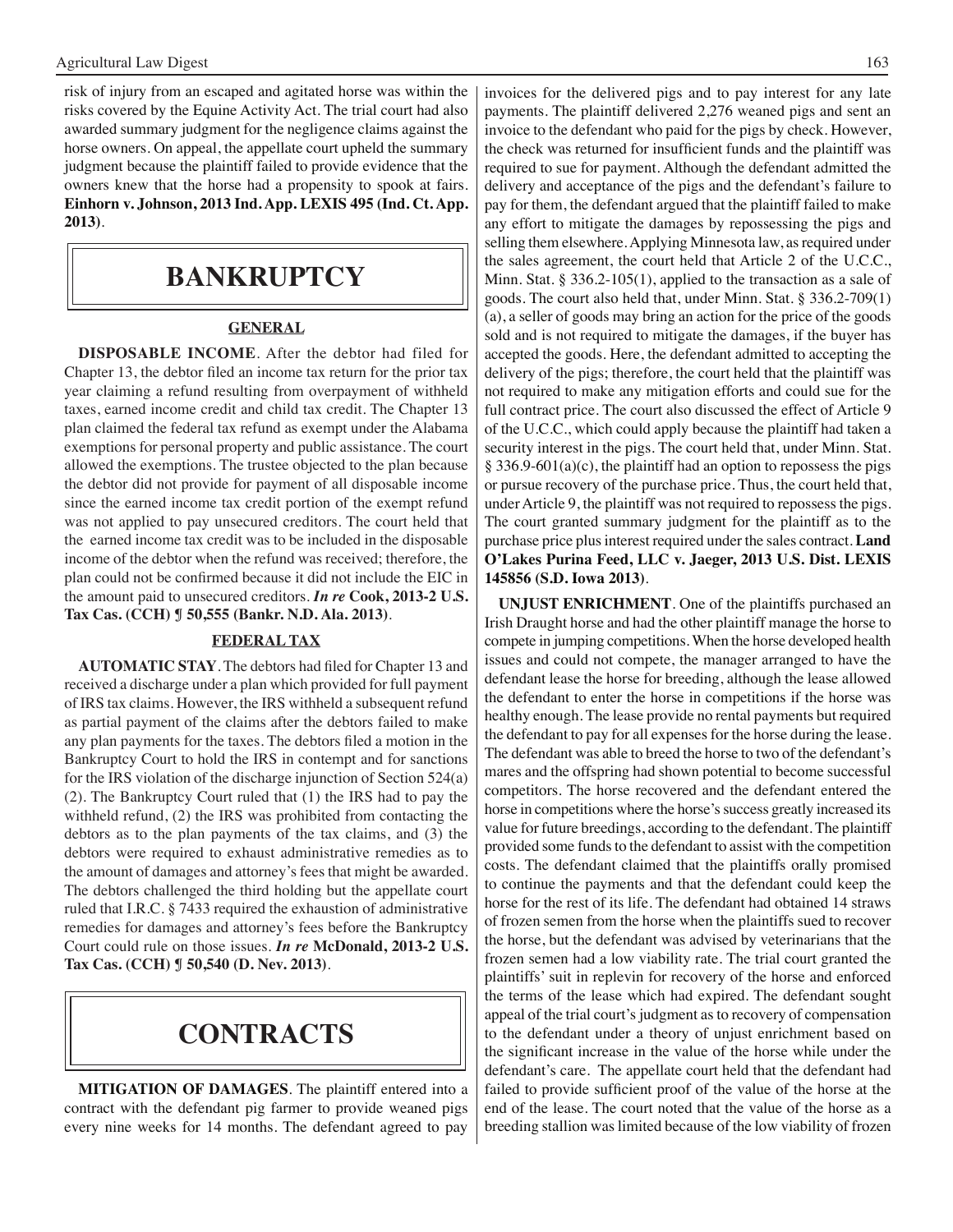risk of injury from an escaped and agitated horse was within the risks covered by the Equine Activity Act. The trial court had also awarded summary judgment for the negligence claims against the horse owners. On appeal, the appellate court upheld the summary judgment because the plaintiff failed to provide evidence that the owners knew that the horse had a propensity to spook at fairs. **Einhorn v. Johnson, 2013 Ind. App. LEXIS 495 (Ind. Ct. App. 2013)**.

# BANKRUPTCY

## GENERAL

**DISPOSABLE INCOME**. After the debtor had filed for Chapter 13, the debtor filed an income tax return for the prior tax year claiming a refund resulting from overpayment of withheld taxes, earned income credit and child tax credit. The Chapter 13 plan claimed the federal tax refund as exempt under the Alabama exemptions for personal property and public assistance. The court allowed the exemptions. The trustee objected to the plan because the debtor did not provide for payment of all disposable income since the earned income tax credit portion of the exempt refund was not applied to pay unsecured creditors. The court held that the earned income tax credit was to be included in the disposable income of the debtor when the refund was received; therefore, the plan could not be confirmed because it did not include the EIC in the amount paid to unsecured creditors. ***In re* Cook, 2013-2 U.S. Tax Cas. (CCH) ¶ 50,555 (Bankr. N.D. Ala. 2013)**.

## FEDERAL TAX

**AUTOMATIC STAY**. The debtors had filed for Chapter 13 and received a discharge under a plan which provided for full payment of IRS tax claims. However, the IRS withheld a subsequent refund as partial payment of the claims after the debtors failed to make any plan payments for the taxes. The debtors filed a motion in the Bankruptcy Court to hold the IRS in contempt and for sanctions for the IRS violation of the discharge injunction of Section 524(a)(2). The Bankruptcy Court ruled that (1) the IRS had to pay the withheld refund, (2) the IRS was prohibited from contacting the debtors as to the plan payments of the tax claims, and (3) the debtors were required to exhaust administrative remedies as to the amount of damages and attorney's fees that might be awarded. The debtors challenged the third holding but the appellate court ruled that I.R.C. § 7433 required the exhaustion of administrative remedies for damages and attorney's fees before the Bankruptcy Court could rule on those issues. ***In re* McDonald, 2013-2 U.S. Tax Cas. (CCH) ¶ 50,540 (D. Nev. 2013)**.

# CONTRACTS

**MITIGATION OF DAMAGES**. The plaintiff entered into a contract with the defendant pig farmer to provide weaned pigs every nine weeks for 14 months. The defendant agreed to pay invoices for the delivered pigs and to pay interest for any late payments. The plaintiff delivered 2,276 weaned pigs and sent an invoice to the defendant who paid for the pigs by check. However, the check was returned for insufficient funds and the plaintiff was required to sue for payment. Although the defendant admitted the delivery and acceptance of the pigs and the defendant's failure to pay for them, the defendant argued that the plaintiff failed to make any effort to mitigate the damages by repossessing the pigs and selling them elsewhere. Applying Minnesota law, as required under the sales agreement, the court held that Article 2 of the U.C.C., Minn. Stat. § 336.2-105(1), applied to the transaction as a sale of goods. The court also held that, under Minn. Stat. § 336.2-709(1)(a), a seller of goods may bring an action for the price of the goods sold and is not required to mitigate the damages, if the buyer has accepted the goods. Here, the defendant admitted to accepting the delivery of the pigs; therefore, the court held that the plaintiff was not required to make any mitigation efforts and could sue for the full contract price. The court also discussed the effect of Article 9 of the U.C.C., which could apply because the plaintiff had taken a security interest in the pigs. The court held that, under Minn. Stat. § 336.9-601(a)(c), the plaintiff had an option to repossess the pigs or pursue recovery of the purchase price. Thus, the court held that, under Article 9, the plaintiff was not required to repossess the pigs. The court granted summary judgment for the plaintiff as to the purchase price plus interest required under the sales contract. **Land O'Lakes Purina Feed, LLC v. Jaeger, 2013 U.S. Dist. LEXIS 145856 (S.D. Iowa 2013)**.

**UNJUST ENRICHMENT**. One of the plaintiffs purchased an Irish Draught horse and had the other plaintiff manage the horse to compete in jumping competitions. When the horse developed health issues and could not compete, the manager arranged to have the defendant lease the horse for breeding, although the lease allowed the defendant to enter the horse in competitions if the horse was healthy enough. The lease provide no rental payments but required the defendant to pay for all expenses for the horse during the lease. The defendant was able to breed the horse to two of the defendant's mares and the offspring had shown potential to become successful competitors. The horse recovered and the defendant entered the horse in competitions where the horse's success greatly increased its value for future breedings, according to the defendant. The plaintiff provided some funds to the defendant to assist with the competition costs. The defendant claimed that the plaintiffs orally promised to continue the payments and that the defendant could keep the horse for the rest of its life. The defendant had obtained 14 straws of frozen semen from the horse when the plaintiffs sued to recover the horse, but the defendant was advised by veterinarians that the frozen semen had a low viability rate. The trial court granted the plaintiffs' suit in replevin for recovery of the horse and enforced the terms of the lease which had expired. The defendant sought appeal of the trial court's judgment as to recovery of compensation to the defendant under a theory of unjust enrichment based on the significant increase in the value of the horse while under the defendant's care. The appellate court held that the defendant had failed to provide sufficient proof of the value of the horse at the end of the lease. The court noted that the value of the horse as a breeding stallion was limited because of the low viability of frozen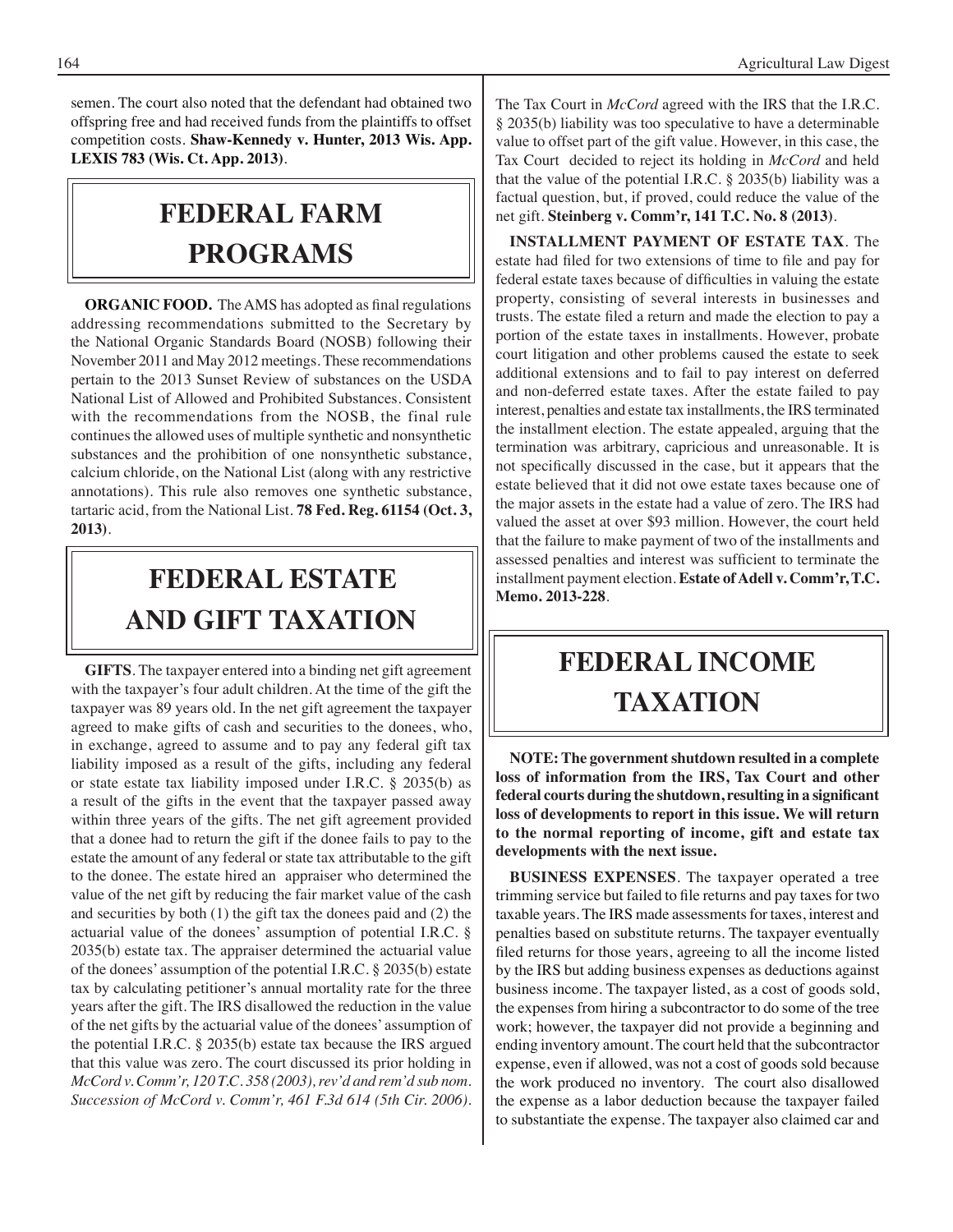semen. The court also noted that the defendant had obtained two offspring free and had received funds from the plaintiffs to offset competition costs. **Shaw-Kennedy v. Hunter, 2013 Wis. App. LEXIS 783 (Wis. Ct. App. 2013)**.

# FEDERAL FARM PROGRAMS

**ORGANIC FOOD.** The AMS has adopted as final regulations addressing recommendations submitted to the Secretary by the National Organic Standards Board (NOSB) following their November 2011 and May 2012 meetings. These recommendations pertain to the 2013 Sunset Review of substances on the USDA National List of Allowed and Prohibited Substances. Consistent with the recommendations from the NOSB, the final rule continues the allowed uses of multiple synthetic and nonsynthetic substances and the prohibition of one nonsynthetic substance, calcium chloride, on the National List (along with any restrictive annotations). This rule also removes one synthetic substance, tartaric acid, from the National List. **78 Fed. Reg. 61154 (Oct. 3, 2013)**.

# FEDERAL ESTATE AND GIFT TAXATION

**GIFTS**. The taxpayer entered into a binding net gift agreement with the taxpayer's four adult children. At the time of the gift the taxpayer was 89 years old. In the net gift agreement the taxpayer agreed to make gifts of cash and securities to the donees, who, in exchange, agreed to assume and to pay any federal gift tax liability imposed as a result of the gifts, including any federal or state estate tax liability imposed under I.R.C. § 2035(b) as a result of the gifts in the event that the taxpayer passed away within three years of the gifts. The net gift agreement provided that a donee had to return the gift if the donee fails to pay to the estate the amount of any federal or state tax attributable to the gift to the donee. The estate hired an appraiser who determined the value of the net gift by reducing the fair market value of the cash and securities by both (1) the gift tax the donees paid and (2) the actuarial value of the donees' assumption of potential I.R.C. § 2035(b) estate tax. The appraiser determined the actuarial value of the donees' assumption of the potential I.R.C. § 2035(b) estate tax by calculating petitioner's annual mortality rate for the three years after the gift. The IRS disallowed the reduction in the value of the net gifts by the actuarial value of the donees' assumption of the potential I.R.C. § 2035(b) estate tax because the IRS argued that this value was zero. The court discussed its prior holding in *McCord v. Comm'r, 120 T.C. 358 (2003), rev'd and rem'd sub nom. Succession of McCord v. Comm'r, 461 F.3d 614 (5th Cir. 2006)*. The Tax Court in *McCord* agreed with the IRS that the I.R.C. § 2035(b) liability was too speculative to have a determinable value to offset part of the gift value. However, in this case, the Tax Court decided to reject its holding in *McCord* and held that the value of the potential I.R.C. § 2035(b) liability was a factual question, but, if proved, could reduce the value of the net gift. **Steinberg v. Comm'r, 141 T.C. No. 8 (2013)**.

**INSTALLMENT PAYMENT OF ESTATE TAX**. The estate had filed for two extensions of time to file and pay for federal estate taxes because of difficulties in valuing the estate property, consisting of several interests in businesses and trusts. The estate filed a return and made the election to pay a portion of the estate taxes in installments. However, probate court litigation and other problems caused the estate to seek additional extensions and to fail to pay interest on deferred and non-deferred estate taxes. After the estate failed to pay interest, penalties and estate tax installments, the IRS terminated the installment election. The estate appealed, arguing that the termination was arbitrary, capricious and unreasonable. It is not specifically discussed in the case, but it appears that the estate believed that it did not owe estate taxes because one of the major assets in the estate had a value of zero. The IRS had valued the asset at over $93 million. However, the court held that the failure to make payment of two of the installments and assessed penalties and interest was sufficient to terminate the installment payment election. **Estate of Adell v. Comm'r, T.C. Memo. 2013-228**.

# FEDERAL INCOME TAXATION

**NOTE: The government shutdown resulted in a complete loss of information from the IRS, Tax Court and other federal courts during the shutdown, resulting in a significant loss of developments to report in this issue. We will return to the normal reporting of income, gift and estate tax developments with the next issue.**

**BUSINESS EXPENSES**. The taxpayer operated a tree trimming service but failed to file returns and pay taxes for two taxable years. The IRS made assessments for taxes, interest and penalties based on substitute returns. The taxpayer eventually filed returns for those years, agreeing to all the income listed by the IRS but adding business expenses as deductions against business income. The taxpayer listed, as a cost of goods sold, the expenses from hiring a subcontractor to do some of the tree work; however, the taxpayer did not provide a beginning and ending inventory amount. The court held that the subcontractor expense, even if allowed, was not a cost of goods sold because the work produced no inventory. The court also disallowed the expense as a labor deduction because the taxpayer failed to substantiate the expense. The taxpayer also claimed car and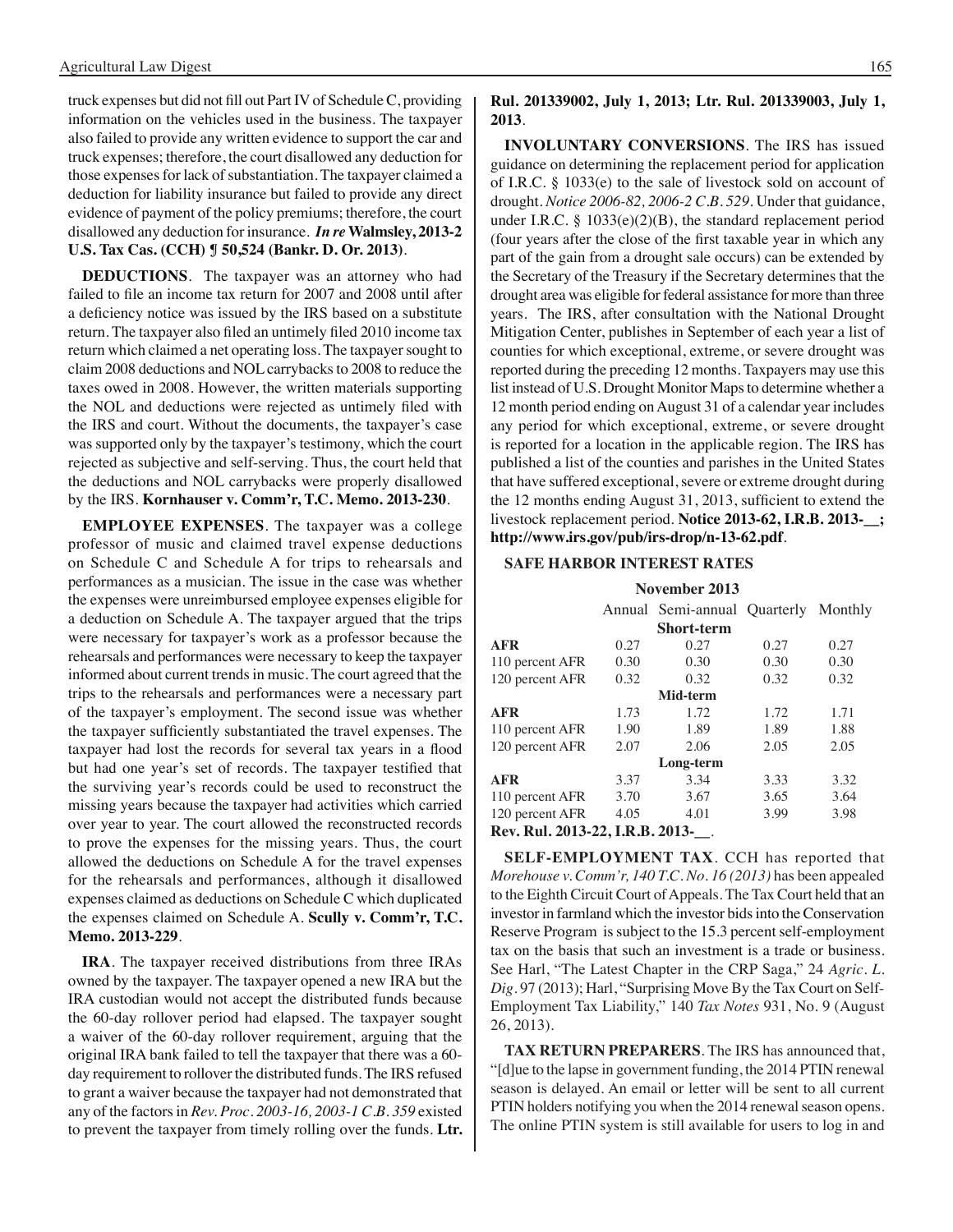truck expenses but did not fill out Part IV of Schedule C, providing information on the vehicles used in the business. The taxpayer also failed to provide any written evidence to support the car and truck expenses; therefore, the court disallowed any deduction for those expenses for lack of substantiation. The taxpayer claimed a deduction for liability insurance but failed to provide any direct evidence of payment of the policy premiums; therefore, the court disallowed any deduction for insurance. ***In re* Walmsley, 2013-2 U.S. Tax Cas. (CCH) ¶ 50,524 (Bankr. D. Or. 2013)**.

**DEDUCTIONS**. The taxpayer was an attorney who had failed to file an income tax return for 2007 and 2008 until after a deficiency notice was issued by the IRS based on a substitute return. The taxpayer also filed an untimely filed 2010 income tax return which claimed a net operating loss. The taxpayer sought to claim 2008 deductions and NOL carrybacks to 2008 to reduce the taxes owed in 2008. However, the written materials supporting the NOL and deductions were rejected as untimely filed with the IRS and court. Without the documents, the taxpayer's case was supported only by the taxpayer's testimony, which the court rejected as subjective and self-serving. Thus, the court held that the deductions and NOL carrybacks were properly disallowed by the IRS. **Kornhauser v. Comm'r, T.C. Memo. 2013-230**.

**EMPLOYEE EXPENSES**. The taxpayer was a college professor of music and claimed travel expense deductions on Schedule C and Schedule A for trips to rehearsals and performances as a musician. The issue in the case was whether the expenses were unreimbursed employee expenses eligible for a deduction on Schedule A. The taxpayer argued that the trips were necessary for taxpayer's work as a professor because the rehearsals and performances were necessary to keep the taxpayer informed about current trends in music. The court agreed that the trips to the rehearsals and performances were a necessary part of the taxpayer's employment. The second issue was whether the taxpayer sufficiently substantiated the travel expenses. The taxpayer had lost the records for several tax years in a flood but had one year's set of records. The taxpayer testified that the surviving year's records could be used to reconstruct the missing years because the taxpayer had activities which carried over year to year. The court allowed the reconstructed records to prove the expenses for the missing years. Thus, the court allowed the deductions on Schedule A for the travel expenses for the rehearsals and performances, although it disallowed expenses claimed as deductions on Schedule C which duplicated the expenses claimed on Schedule A. **Scully v. Comm'r, T.C. Memo. 2013-229**.

**IRA**. The taxpayer received distributions from three IRAs owned by the taxpayer. The taxpayer opened a new IRA but the IRA custodian would not accept the distributed funds because the 60-day rollover period had elapsed. The taxpayer sought a waiver of the 60-day rollover requirement, arguing that the original IRA bank failed to tell the taxpayer that there was a 60-day requirement to rollover the distributed funds. The IRS refused to grant a waiver because the taxpayer had not demonstrated that any of the factors in *Rev. Proc. 2003-16, 2003-1 C.B. 359* existed to prevent the taxpayer from timely rolling over the funds. **Ltr. Rul. 201339002, July 1, 2013; Ltr. Rul. 201339003, July 1, 2013**.

**INVOLUNTARY CONVERSIONS**. The IRS has issued guidance on determining the replacement period for application of I.R.C. § 1033(e) to the sale of livestock sold on account of drought. *Notice 2006-82, 2006-2 C.B. 529*. Under that guidance, under I.R.C. § 1033(e)(2)(B), the standard replacement period (four years after the close of the first taxable year in which any part of the gain from a drought sale occurs) can be extended by the Secretary of the Treasury if the Secretary determines that the drought area was eligible for federal assistance for more than three years. The IRS, after consultation with the National Drought Mitigation Center, publishes in September of each year a list of counties for which exceptional, extreme, or severe drought was reported during the preceding 12 months. Taxpayers may use this list instead of U.S. Drought Monitor Maps to determine whether a 12 month period ending on August 31 of a calendar year includes any period for which exceptional, extreme, or severe drought is reported for a location in the applicable region. The IRS has published a list of the counties and parishes in the United States that have suffered exceptional, severe or extreme drought during the 12 months ending August 31, 2013, sufficient to extend the livestock replacement period. **Notice 2013-62, I.R.B. 2013-__; http://www.irs.gov/pub/irs-drop/n-13-62.pdf**.

**SAFE HARBOR INTEREST RATES**

**November 2013**

| | Annual | Semi-annual | Quarterly | Monthly |
|---|---|---|---|---|
| | | **Short-term** | | |
| **AFR** | 0.27 | 0.27 | 0.27 | 0.27 |
| 110 percent AFR | 0.30 | 0.30 | 0.30 | 0.30 |
| 120 percent AFR | 0.32 | 0.32 | 0.32 | 0.32 |
| | | **Mid-term** | | |
| **AFR** | 1.73 | 1.72 | 1.72 | 1.71 |
| 110 percent AFR | 1.90 | 1.89 | 1.89 | 1.88 |
| 120 percent AFR | 2.07 | 2.06 | 2.05 | 2.05 |
| | | **Long-term** | | |
| **AFR** | 3.37 | 3.34 | 3.33 | 3.32 |
| 110 percent AFR | 3.70 | 3.67 | 3.65 | 3.64 |
| 120 percent AFR | 4.05 | 4.01 | 3.99 | 3.98 |

**Rev. Rul. 2013-22, I.R.B. 2013-__**.

**SELF-EMPLOYMENT TAX**. CCH has reported that *Morehouse v. Comm'r, 140 T.C. No. 16 (2013)* has been appealed to the Eighth Circuit Court of Appeals. The Tax Court held that an investor in farmland which the investor bids into the Conservation Reserve Program is subject to the 15.3 percent self-employment tax on the basis that such an investment is a trade or business. See Harl, "The Latest Chapter in the CRP Saga," 24 *Agric. L. Dig.* 97 (2013); Harl, "Surprising Move By the Tax Court on Self-Employment Tax Liability," 140 *Tax Notes* 931, No. 9 (August 26, 2013).

**TAX RETURN PREPARERS**. The IRS has announced that, "[d]ue to the lapse in government funding, the 2014 PTIN renewal season is delayed. An email or letter will be sent to all current PTIN holders notifying you when the 2014 renewal season opens. The online PTIN system is still available for users to log in and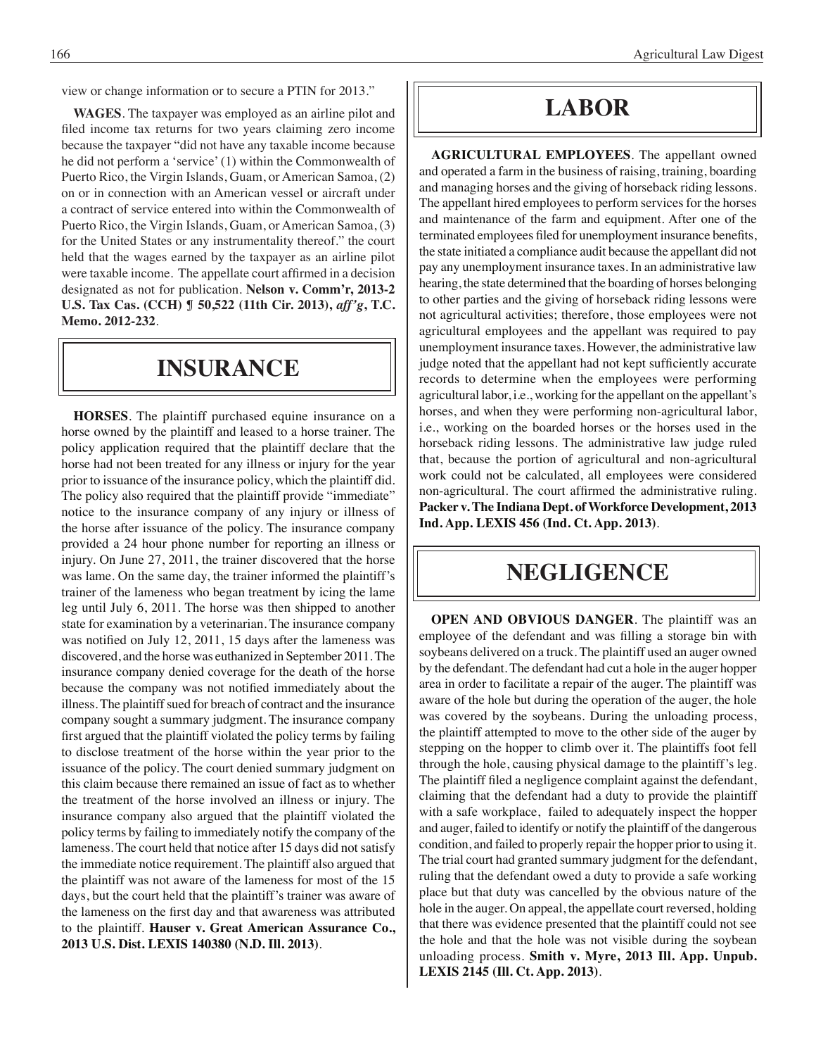view or change information or to secure a PTIN for 2013."

**WAGES**. The taxpayer was employed as an airline pilot and filed income tax returns for two years claiming zero income because the taxpayer "did not have any taxable income because he did not perform a 'service' (1) within the Commonwealth of Puerto Rico, the Virgin Islands, Guam, or American Samoa, (2) on or in connection with an American vessel or aircraft under a contract of service entered into within the Commonwealth of Puerto Rico, the Virgin Islands, Guam, or American Samoa, (3) for the United States or any instrumentality thereof." the court held that the wages earned by the taxpayer as an airline pilot were taxable income. The appellate court affirmed in a decision designated as not for publication. **Nelson v. Comm'r, 2013-2 U.S. Tax Cas. (CCH) ¶ 50,522 (11th Cir. 2013),** ***aff'g*****, T.C. Memo. 2012-232**.

# INSURANCE

**HORSES**. The plaintiff purchased equine insurance on a horse owned by the plaintiff and leased to a horse trainer. The policy application required that the plaintiff declare that the horse had not been treated for any illness or injury for the year prior to issuance of the insurance policy, which the plaintiff did. The policy also required that the plaintiff provide "immediate" notice to the insurance company of any injury or illness of the horse after issuance of the policy. The insurance company provided a 24 hour phone number for reporting an illness or injury. On June 27, 2011, the trainer discovered that the horse was lame. On the same day, the trainer informed the plaintiff's trainer of the lameness who began treatment by icing the lame leg until July 6, 2011. The horse was then shipped to another state for examination by a veterinarian. The insurance company was notified on July 12, 2011, 15 days after the lameness was discovered, and the horse was euthanized in September 2011. The insurance company denied coverage for the death of the horse because the company was not notified immediately about the illness. The plaintiff sued for breach of contract and the insurance company sought a summary judgment. The insurance company first argued that the plaintiff violated the policy terms by failing to disclose treatment of the horse within the year prior to the issuance of the policy. The court denied summary judgment on this claim because there remained an issue of fact as to whether the treatment of the horse involved an illness or injury. The insurance company also argued that the plaintiff violated the policy terms by failing to immediately notify the company of the lameness. The court held that notice after 15 days did not satisfy the immediate notice requirement. The plaintiff also argued that the plaintiff was not aware of the lameness for most of the 15 days, but the court held that the plaintiff's trainer was aware of the lameness on the first day and that awareness was attributed to the plaintiff. **Hauser v. Great American Assurance Co., 2013 U.S. Dist. LEXIS 140380 (N.D. Ill. 2013)**.

# LABOR

**AGRICULTURAL EMPLOYEES**. The appellant owned and operated a farm in the business of raising, training, boarding and managing horses and the giving of horseback riding lessons. The appellant hired employees to perform services for the horses and maintenance of the farm and equipment. After one of the terminated employees filed for unemployment insurance benefits, the state initiated a compliance audit because the appellant did not pay any unemployment insurance taxes. In an administrative law hearing, the state determined that the boarding of horses belonging to other parties and the giving of horseback riding lessons were not agricultural activities; therefore, those employees were not agricultural employees and the appellant was required to pay unemployment insurance taxes. However, the administrative law judge noted that the appellant had not kept sufficiently accurate records to determine when the employees were performing agricultural labor, i.e., working for the appellant on the appellant's horses, and when they were performing non-agricultural labor, i.e., working on the boarded horses or the horses used in the horseback riding lessons. The administrative law judge ruled that, because the portion of agricultural and non-agricultural work could not be calculated, all employees were considered non-agricultural. The court affirmed the administrative ruling. **Packer v. The Indiana Dept. of Workforce Development, 2013 Ind. App. LEXIS 456 (Ind. Ct. App. 2013)**.

# NEGLIGENCE

**OPEN AND OBVIOUS DANGER**. The plaintiff was an employee of the defendant and was filling a storage bin with soybeans delivered on a truck. The plaintiff used an auger owned by the defendant. The defendant had cut a hole in the auger hopper area in order to facilitate a repair of the auger. The plaintiff was aware of the hole but during the operation of the auger, the hole was covered by the soybeans. During the unloading process, the plaintiff attempted to move to the other side of the auger by stepping on the hopper to climb over it. The plaintiffs foot fell through the hole, causing physical damage to the plaintiff's leg. The plaintiff filed a negligence complaint against the defendant, claiming that the defendant had a duty to provide the plaintiff with a safe workplace, failed to adequately inspect the hopper and auger, failed to identify or notify the plaintiff of the dangerous condition, and failed to properly repair the hopper prior to using it. The trial court had granted summary judgment for the defendant, ruling that the defendant owed a duty to provide a safe working place but that duty was cancelled by the obvious nature of the hole in the auger. On appeal, the appellate court reversed, holding that there was evidence presented that the plaintiff could not see the hole and that the hole was not visible during the soybean unloading process. **Smith v. Myre, 2013 Ill. App. Unpub. LEXIS 2145 (Ill. Ct. App. 2013)**.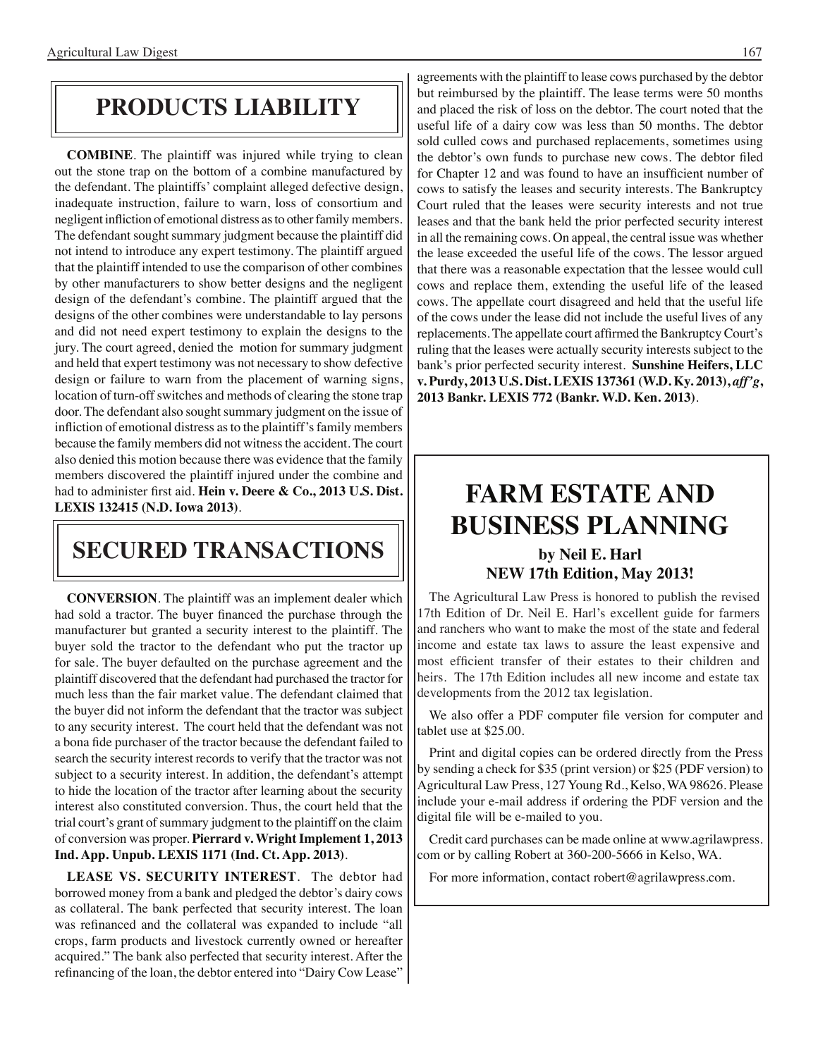# PRODUCTS LIABILITY

**COMBINE**. The plaintiff was injured while trying to clean out the stone trap on the bottom of a combine manufactured by the defendant. The plaintiffs' complaint alleged defective design, inadequate instruction, failure to warn, loss of consortium and negligent infliction of emotional distress as to other family members. The defendant sought summary judgment because the plaintiff did not intend to introduce any expert testimony. The plaintiff argued that the plaintiff intended to use the comparison of other combines by other manufacturers to show better designs and the negligent design of the defendant's combine. The plaintiff argued that the designs of the other combines were understandable to lay persons and did not need expert testimony to explain the designs to the jury. The court agreed, denied the motion for summary judgment and held that expert testimony was not necessary to show defective design or failure to warn from the placement of warning signs, location of turn-off switches and methods of clearing the stone trap door. The defendant also sought summary judgment on the issue of infliction of emotional distress as to the plaintiff's family members because the family members did not witness the accident. The court also denied this motion because there was evidence that the family members discovered the plaintiff injured under the combine and had to administer first aid. **Hein v. Deere & Co., 2013 U.S. Dist. LEXIS 132415 (N.D. Iowa 2013)**.

# SECURED TRANSACTIONS

**CONVERSION**. The plaintiff was an implement dealer which had sold a tractor. The buyer financed the purchase through the manufacturer but granted a security interest to the plaintiff. The buyer sold the tractor to the defendant who put the tractor up for sale. The buyer defaulted on the purchase agreement and the plaintiff discovered that the defendant had purchased the tractor for much less than the fair market value. The defendant claimed that the buyer did not inform the defendant that the tractor was subject to any security interest. The court held that the defendant was not a bona fide purchaser of the tractor because the defendant failed to search the security interest records to verify that the tractor was not subject to a security interest. In addition, the defendant's attempt to hide the location of the tractor after learning about the security interest also constituted conversion. Thus, the court held that the trial court's grant of summary judgment to the plaintiff on the claim of conversion was proper. **Pierrard v. Wright Implement 1, 2013 Ind. App. Unpub. LEXIS 1171 (Ind. Ct. App. 2013)**.

**LEASE VS. SECURITY INTEREST**. The debtor had borrowed money from a bank and pledged the debtor's dairy cows as collateral. The bank perfected that security interest. The loan was refinanced and the collateral was expanded to include "all crops, farm products and livestock currently owned or hereafter acquired." The bank also perfected that security interest. After the refinancing of the loan, the debtor entered into "Dairy Cow Lease" agreements with the plaintiff to lease cows purchased by the debtor but reimbursed by the plaintiff. The lease terms were 50 months and placed the risk of loss on the debtor. The court noted that the useful life of a dairy cow was less than 50 months. The debtor sold culled cows and purchased replacements, sometimes using the debtor's own funds to purchase new cows. The debtor filed for Chapter 12 and was found to have an insufficient number of cows to satisfy the leases and security interests. The Bankruptcy Court ruled that the leases were security interests and not true leases and that the bank held the prior perfected security interest in all the remaining cows. On appeal, the central issue was whether the lease exceeded the useful life of the cows. The lessor argued that there was a reasonable expectation that the lessee would cull cows and replace them, extending the useful life of the leased cows. The appellate court disagreed and held that the useful life of the cows under the lease did not include the useful lives of any replacements. The appellate court affirmed the Bankruptcy Court's ruling that the leases were actually security interests subject to the bank's prior perfected security interest. **Sunshine Heifers, LLC v. Purdy, 2013 U.S. Dist. LEXIS 137361 (W.D. Ky. 2013), *aff'g*, 2013 Bankr. LEXIS 772 (Bankr. W.D. Ken. 2013)**.

# FARM ESTATE AND BUSINESS PLANNING

**by Neil E. Harl**
**NEW 17th Edition, May 2013!**

The Agricultural Law Press is honored to publish the revised 17th Edition of Dr. Neil E. Harl's excellent guide for farmers and ranchers who want to make the most of the state and federal income and estate tax laws to assure the least expensive and most efficient transfer of their estates to their children and heirs. The 17th Edition includes all new income and estate tax developments from the 2012 tax legislation.

We also offer a PDF computer file version for computer and tablet use at $25.00.

Print and digital copies can be ordered directly from the Press by sending a check for $35 (print version) or $25 (PDF version) to Agricultural Law Press, 127 Young Rd., Kelso, WA 98626. Please include your e-mail address if ordering the PDF version and the digital file will be e-mailed to you.

Credit card purchases can be made online at www.agrilawpress.com or by calling Robert at 360-200-5666 in Kelso, WA.

For more information, contact robert@agrilawpress.com.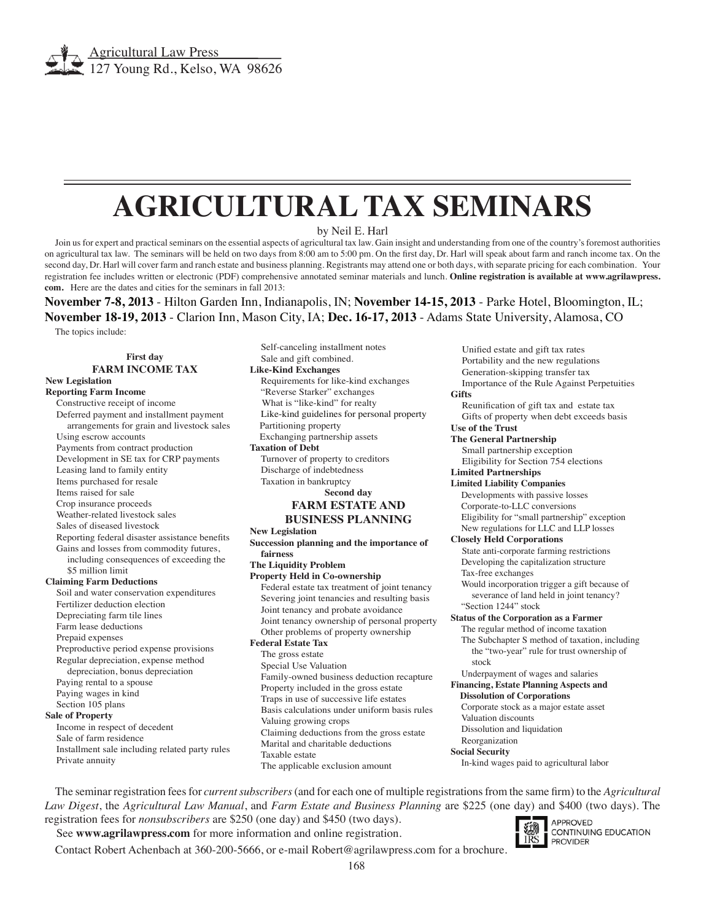Agricultural Law Press
127 Young Rd., Kelso, WA 98626

# AGRICULTURAL TAX SEMINARS

by Neil E. Harl

Join us for expert and practical seminars on the essential aspects of agricultural tax law. Gain insight and understanding from one of the country's foremost authorities on agricultural tax law. The seminars will be held on two days from 8:00 am to 5:00 pm. On the first day, Dr. Harl will speak about farm and ranch income tax. On the second day, Dr. Harl will cover farm and ranch estate and business planning. Registrants may attend one or both days, with separate pricing for each combination. Your registration fee includes written or electronic (PDF) comprehensive annotated seminar materials and lunch. **Online registration is available at www.agrilawpress.com.** Here are the dates and cities for the seminars in fall 2013:

**November 7-8, 2013** - Hilton Garden Inn, Indianapolis, IN; **November 14-15, 2013** - Parke Hotel, Bloomington, IL; **November 18-19, 2013** - Clarion Inn, Mason City, IA; **Dec. 16-17, 2013** - Adams State University, Alamosa, CO

The topics include:

### First day
### FARM INCOME TAX

**New Legislation**

**Reporting Farm Income**
- Constructive receipt of income
- Deferred payment and installment payment arrangements for grain and livestock sales
- Using escrow accounts
- Payments from contract production
- Development in SE tax for CRP payments
- Leasing land to family entity
- Items purchased for resale
- Items raised for sale
- Crop insurance proceeds
- Weather-related livestock sales
- Sales of diseased livestock
- Reporting federal disaster assistance benefits
- Gains and losses from commodity futures, including consequences of exceeding the $5 million limit

**Claiming Farm Deductions**
- Soil and water conservation expenditures
- Fertilizer deduction election
- Depreciating farm tile lines
- Farm lease deductions
- Prepaid expenses
- Preproductive period expense provisions
- Regular depreciation, expense method depreciation, bonus depreciation
- Paying rental to a spouse
- Paying wages in kind
- Section 105 plans

**Sale of Property**
- Income in respect of decedent
- Sale of farm residence
- Installment sale including related party rules
- Private annuity
- Self-canceling installment notes
- Sale and gift combined.

**Like-Kind Exchanges**
- Requirements for like-kind exchanges
- "Reverse Starker" exchanges
- What is "like-kind" for realty
- Like-kind guidelines for personal property
- Partitioning property
- Exchanging partnership assets

**Taxation of Debt**
- Turnover of property to creditors
- Discharge of indebtedness
- Taxation in bankruptcy

### Second day
### FARM ESTATE AND BUSINESS PLANNING

**New Legislation**

**Succession planning and the importance of fairness**

**The Liquidity Problem**

**Property Held in Co-ownership**
- Federal estate tax treatment of joint tenancy
- Severing joint tenancies and resulting basis
- Joint tenancy and probate avoidance
- Joint tenancy ownership of personal property
- Other problems of property ownership

**Federal Estate Tax**
- The gross estate
- Special Use Valuation
- Family-owned business deduction recapture
- Property included in the gross estate
- Traps in use of successive life estates
- Basis calculations under uniform basis rules
- Valuing growing crops
- Claiming deductions from the gross estate
- Marital and charitable deductions
- Taxable estate
- The applicable exclusion amount
- Unified estate and gift tax rates
- Portability and the new regulations
- Generation-skipping transfer tax
- Importance of the Rule Against Perpetuities

**Gifts**
- Reunification of gift tax and estate tax
- Gifts of property when debt exceeds basis

**Use of the Trust**

**The General Partnership**
- Small partnership exception
- Eligibility for Section 754 elections

**Limited Partnerships**

**Limited Liability Companies**
- Developments with passive losses
- Corporate-to-LLC conversions
- Eligibility for "small partnership" exception
- New regulations for LLC and LLP losses

**Closely Held Corporations**
- State anti-corporate farming restrictions
- Developing the capitalization structure
- Tax-free exchanges
- Would incorporation trigger a gift because of severance of land held in joint tenancy?
- "Section 1244" stock

**Status of the Corporation as a Farmer**
- The regular method of income taxation
- The Subchapter S method of taxation, including the "two-year" rule for trust ownership of stock
- Underpayment of wages and salaries

**Financing, Estate Planning Aspects and Dissolution of Corporations**
- Corporate stock as a major estate asset
- Valuation discounts
- Dissolution and liquidation
- Reorganization

**Social Security**
- In-kind wages paid to agricultural labor

The seminar registration fees for *current subscribers* (and for each one of multiple registrations from the same firm) to the *Agricultural Law Digest*, the *Agricultural Law Manual*, and *Farm Estate and Business Planning* are $225 (one day) and $400 (two days). The registration fees for *nonsubscribers* are $250 (one day) and $450 (two days).

See **www.agrilawpress.com** for more information and online registration.

Contact Robert Achenbach at 360-200-5666, or e-mail Robert@agrilawpress.com for a brochure.

IRS APPROVED CONTINUING EDUCATION PROVIDER